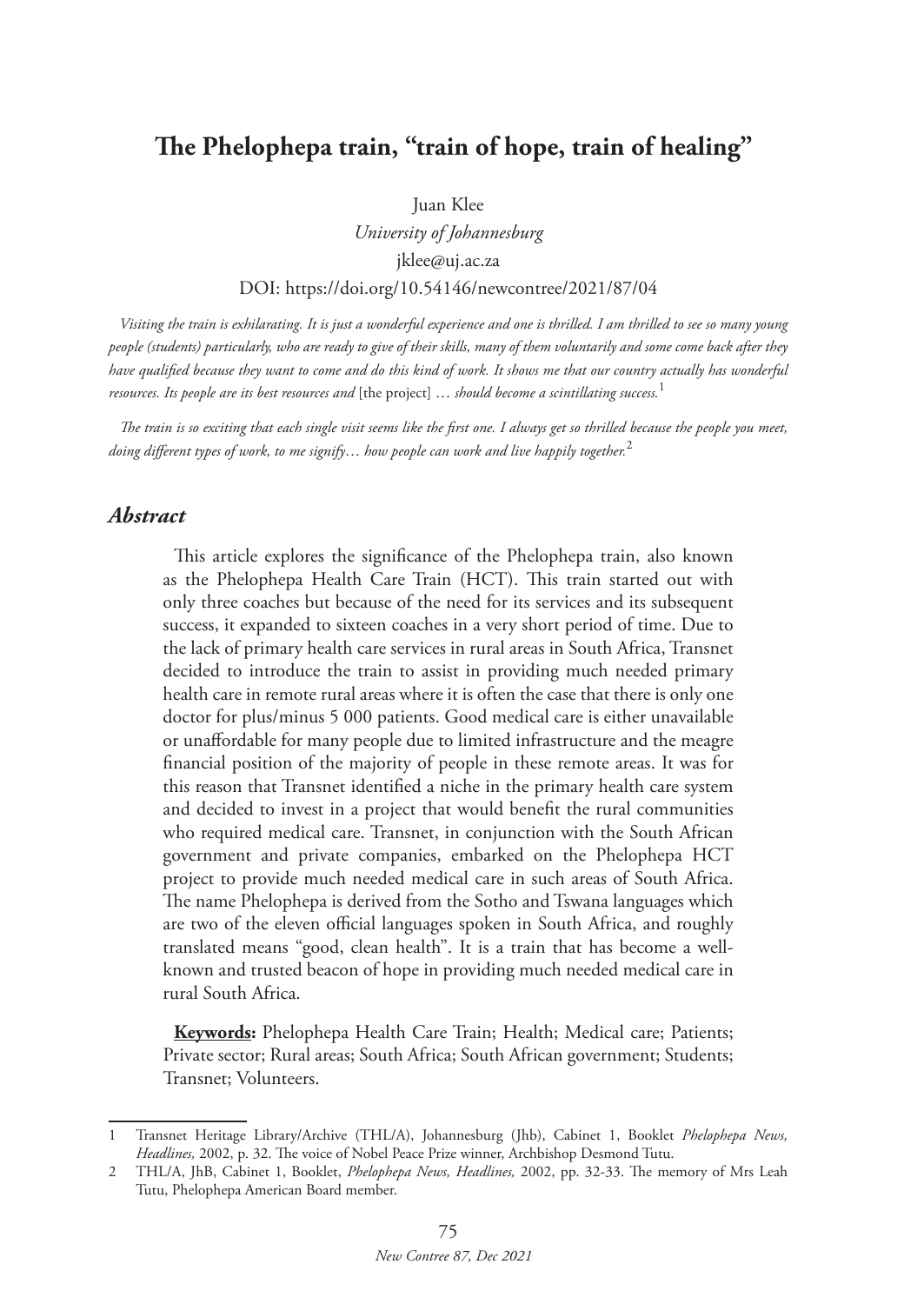# The Phelophepa train, "train of hope, train of healing"

Juan Klee

*University of Johannesburg*

jklee@uj.ac.za

DOI: https://doi.org/10.54146/newcontree/2021/87/04

*Visiting the train is exhilarating. It is just a wonderful experience and one is thrilled. I am thrilled to see so many young people (students) particularly, who are ready to give of their skills, many of them voluntarily and some come back after they have qualified because they want to come and do this kind of work. It shows me that our country actually has wonderful resources. Its people are its best resources and* [the project] *… should become a scintillating success.*[1]

*The train is so exciting that each single visit seems like the first one. I always get so thrilled because the people you meet, doing different types of work, to me signify… how people can work and live happily together.*[2]

## *Abstract*

This article explores the significance of the Phelophepa train, also known as the Phelophepa Health Care Train (HCT). This train started out with only three coaches but because of the need for its services and its subsequent success, it expanded to sixteen coaches in a very short period of time. Due to the lack of primary health care services in rural areas in South Africa, Transnet decided to introduce the train to assist in providing much needed primary health care in remote rural areas where it is often the case that there is only one doctor for plus/minus 5 000 patients. Good medical care is either unavailable or unaffordable for many people due to limited infrastructure and the meagre financial position of the majority of people in these remote areas. It was for this reason that Transnet identified a niche in the primary health care system and decided to invest in a project that would benefit the rural communities who required medical care. Transnet, in conjunction with the South African government and private companies, embarked on the Phelophepa HCT project to provide much needed medical care in such areas of South Africa. The name Phelophepa is derived from the Sotho and Tswana languages which are two of the eleven official languages spoken in South Africa, and roughly translated means "good, clean health". It is a train that has become a well-known and trusted beacon of hope in providing much needed medical care in rural South Africa.

**Keywords:** Phelophepa Health Care Train; Health; Medical care; Patients; Private sector; Rural areas; South Africa; South African government; Students; Transnet; Volunteers.

---

1 Transnet Heritage Library/Archive (THL/A), Johannesburg (Jhb), Cabinet 1, Booklet *Phelophepa News, Headlines,* 2002, p. 32. The voice of Nobel Peace Prize winner, Archbishop Desmond Tutu.

2 THL/A, JhB, Cabinet 1, Booklet, *Phelophepa News, Headlines,* 2002, pp. 32-33. The memory of Mrs Leah Tutu, Phelophepa American Board member.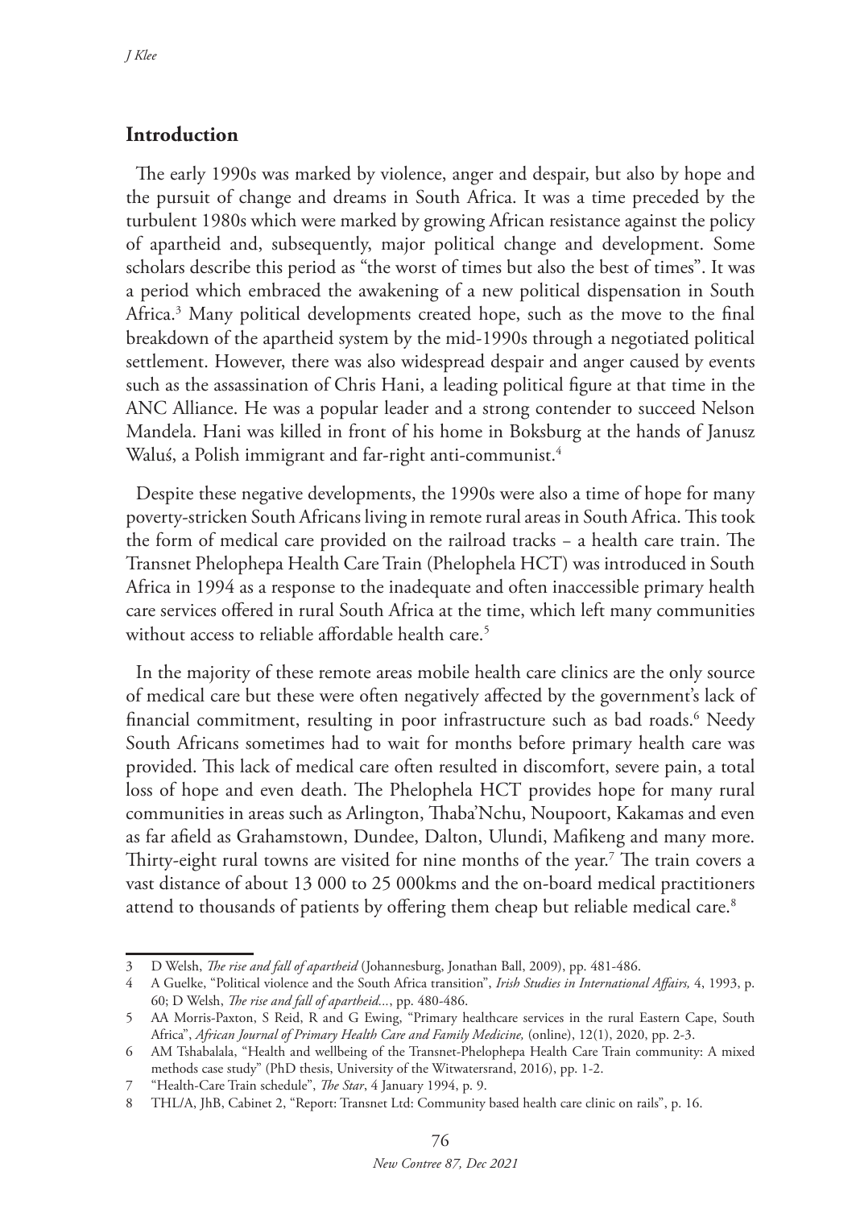## Introduction

The early 1990s was marked by violence, anger and despair, but also by hope and the pursuit of change and dreams in South Africa. It was a time preceded by the turbulent 1980s which were marked by growing African resistance against the policy of apartheid and, subsequently, major political change and development. Some scholars describe this period as "the worst of times but also the best of times". It was a period which embraced the awakening of a new political dispensation in South Africa.[3] Many political developments created hope, such as the move to the final breakdown of the apartheid system by the mid-1990s through a negotiated political settlement. However, there was also widespread despair and anger caused by events such as the assassination of Chris Hani, a leading political figure at that time in the ANC Alliance. He was a popular leader and a strong contender to succeed Nelson Mandela. Hani was killed in front of his home in Boksburg at the hands of Janusz Waluś, a Polish immigrant and far-right anti-communist.[4]

Despite these negative developments, the 1990s were also a time of hope for many poverty-stricken South Africans living in remote rural areas in South Africa. This took the form of medical care provided on the railroad tracks – a health care train. The Transnet Phelophepa Health Care Train (Phelophela HCT) was introduced in South Africa in 1994 as a response to the inadequate and often inaccessible primary health care services offered in rural South Africa at the time, which left many communities without access to reliable affordable health care.[5]

In the majority of these remote areas mobile health care clinics are the only source of medical care but these were often negatively affected by the government's lack of financial commitment, resulting in poor infrastructure such as bad roads.[6] Needy South Africans sometimes had to wait for months before primary health care was provided. This lack of medical care often resulted in discomfort, severe pain, a total loss of hope and even death. The Phelophela HCT provides hope for many rural communities in areas such as Arlington, Thaba'Nchu, Noupoort, Kakamas and even as far afield as Grahamstown, Dundee, Dalton, Ulundi, Mafikeng and many more. Thirty-eight rural towns are visited for nine months of the year.[7] The train covers a vast distance of about 13 000 to 25 000kms and the on-board medical practitioners attend to thousands of patients by offering them cheap but reliable medical care.[8]

---

3 D Welsh, *The rise and fall of apartheid* (Johannesburg, Jonathan Ball, 2009), pp. 481-486.

4 A Guelke, "Political violence and the South Africa transition", *Irish Studies in International Affairs,* 4, 1993, p. 60; D Welsh, *The rise and fall of apartheid...*, pp. 480-486.

5 AA Morris-Paxton, S Reid, R and G Ewing, "Primary healthcare services in the rural Eastern Cape, South Africa", *African Journal of Primary Health Care and Family Medicine,* (online), 12(1), 2020, pp. 2-3.

6 AM Tshabalala, "Health and wellbeing of the Transnet-Phelophepa Health Care Train community: A mixed methods case study" (PhD thesis, University of the Witwatersrand, 2016), pp. 1-2.

7 "Health-Care Train schedule", *The Star*, 4 January 1994, p. 9.

8 THL/A, JhB, Cabinet 2, "Report: Transnet Ltd: Community based health care clinic on rails", p. 16.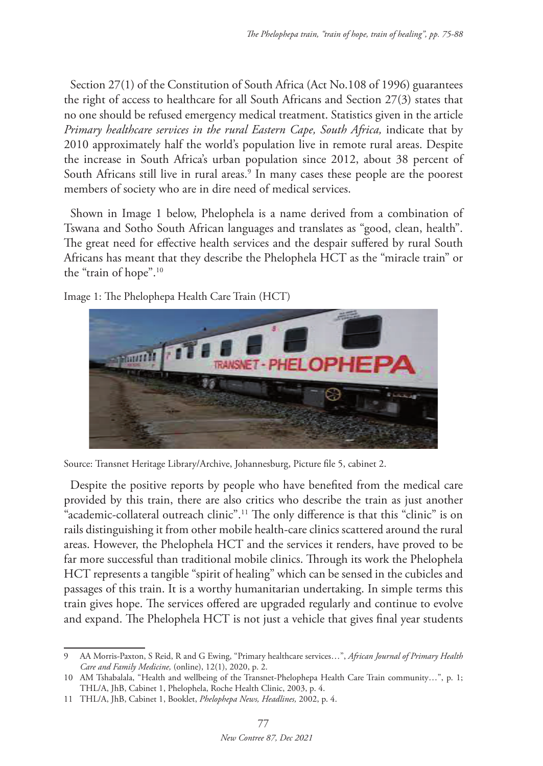Section 27(1) of the Constitution of South Africa (Act No.108 of 1996) guarantees the right of access to healthcare for all South Africans and Section 27(3) states that no one should be refused emergency medical treatment. Statistics given in the article *Primary healthcare services in the rural Eastern Cape, South Africa,* indicate that by 2010 approximately half the world's population live in remote rural areas. Despite the increase in South Africa's urban population since 2012, about 38 percent of South Africans still live in rural areas.[9] In many cases these people are the poorest members of society who are in dire need of medical services.

Shown in Image 1 below, Phelophela is a name derived from a combination of Tswana and Sotho South African languages and translates as "good, clean, health". The great need for effective health services and the despair suffered by rural South Africans has meant that they describe the Phelophela HCT as the "miracle train" or the "train of hope".[10]

Image 1: The Phelophepa Health Care Train (HCT)

Source: Transnet Heritage Library/Archive, Johannesburg, Picture file 5, cabinet 2.

Despite the positive reports by people who have benefited from the medical care provided by this train, there are also critics who describe the train as just another "academic-collateral outreach clinic".[11] The only difference is that this "clinic" is on rails distinguishing it from other mobile health-care clinics scattered around the rural areas. However, the Phelophela HCT and the services it renders, have proved to be far more successful than traditional mobile clinics. Through its work the Phelophela HCT represents a tangible "spirit of healing" which can be sensed in the cubicles and passages of this train. It is a worthy humanitarian undertaking. In simple terms this train gives hope. The services offered are upgraded regularly and continue to evolve and expand. The Phelophela HCT is not just a vehicle that gives final year students

---

9 AA Morris-Paxton, S Reid, R and G Ewing, "Primary healthcare services…", *African Journal of Primary Health Care and Family Medicine,* (online), 12(1), 2020, p. 2.

10 AM Tshabalala, "Health and wellbeing of the Transnet-Phelophepa Health Care Train community…", p. 1; THL/A, JhB, Cabinet 1, Phelophela, Roche Health Clinic, 2003, p. 4.

11 THL/A, JhB, Cabinet 1, Booklet, *Phelophepa News, Headlines,* 2002, p. 4.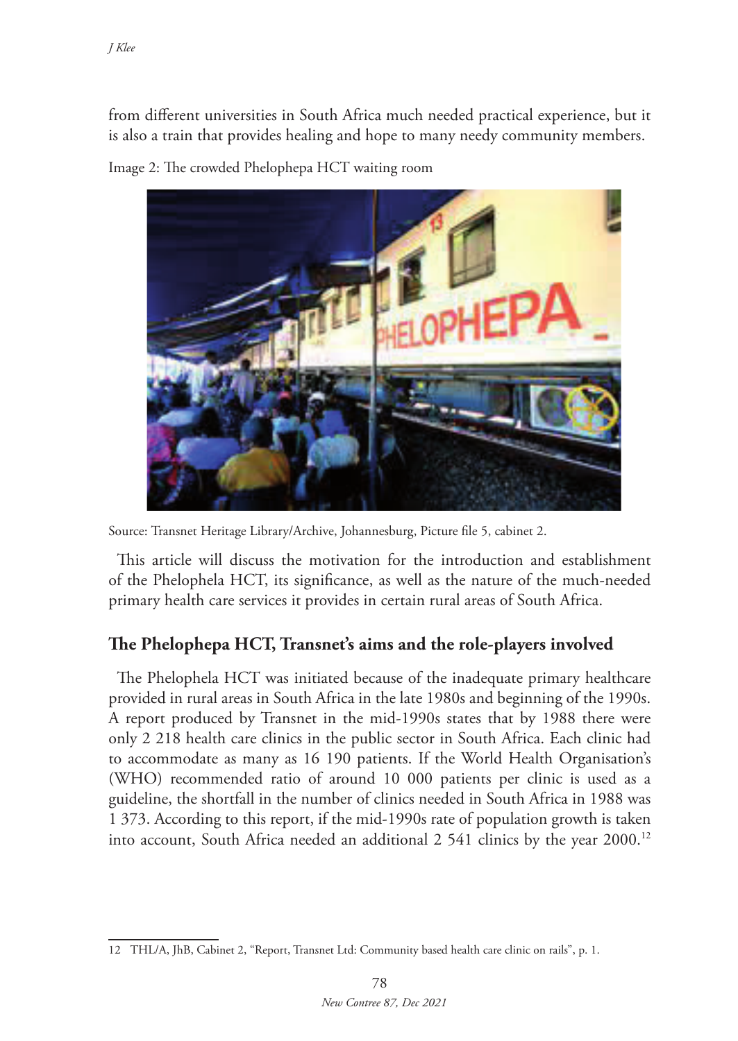from different universities in South Africa much needed practical experience, but it is also a train that provides healing and hope to many needy community members.

Image 2: The crowded Phelophepa HCT waiting room

Source: Transnet Heritage Library/Archive, Johannesburg, Picture file 5, cabinet 2.

This article will discuss the motivation for the introduction and establishment of the Phelophela HCT, its significance, as well as the nature of the much-needed primary health care services it provides in certain rural areas of South Africa.

## The Phelophepa HCT, Transnet's aims and the role-players involved

The Phelophela HCT was initiated because of the inadequate primary healthcare provided in rural areas in South Africa in the late 1980s and beginning of the 1990s. A report produced by Transnet in the mid-1990s states that by 1988 there were only 2 218 health care clinics in the public sector in South Africa. Each clinic had to accommodate as many as 16 190 patients. If the World Health Organisation's (WHO) recommended ratio of around 10 000 patients per clinic is used as a guideline, the shortfall in the number of clinics needed in South Africa in 1988 was 1 373. According to this report, if the mid-1990s rate of population growth is taken into account, South Africa needed an additional 2 541 clinics by the year 2000.[12]

12 THL/A, JhB, Cabinet 2, "Report, Transnet Ltd: Community based health care clinic on rails", p. 1.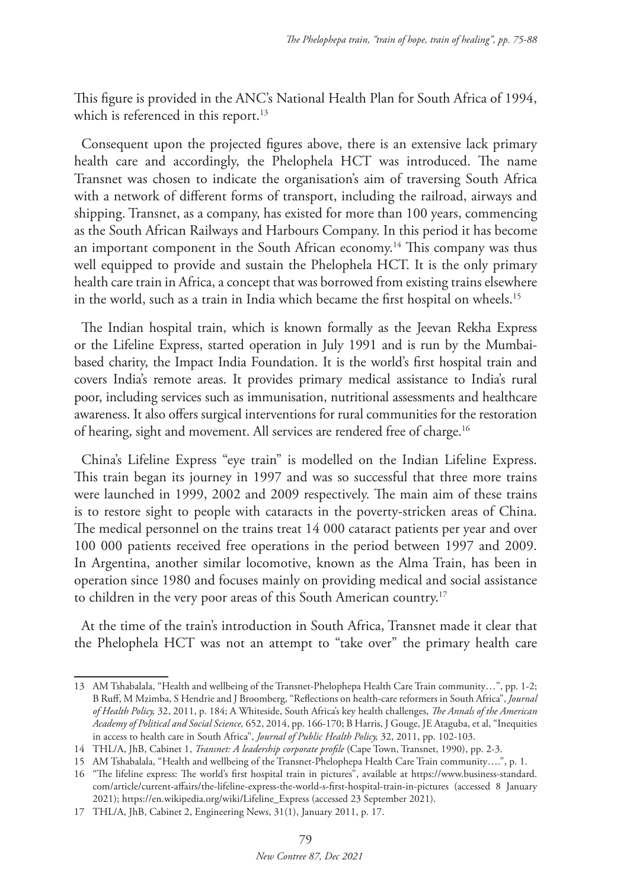This figure is provided in the ANC's National Health Plan for South Africa of 1994, which is referenced in this report.[13]

Consequent upon the projected figures above, there is an extensive lack primary health care and accordingly, the Phelophela HCT was introduced. The name Transnet was chosen to indicate the organisation's aim of traversing South Africa with a network of different forms of transport, including the railroad, airways and shipping. Transnet, as a company, has existed for more than 100 years, commencing as the South African Railways and Harbours Company. In this period it has become an important component in the South African economy.[14] This company was thus well equipped to provide and sustain the Phelophela HCT. It is the only primary health care train in Africa, a concept that was borrowed from existing trains elsewhere in the world, such as a train in India which became the first hospital on wheels.[15]

The Indian hospital train, which is known formally as the Jeevan Rekha Express or the Lifeline Express, started operation in July 1991 and is run by the Mumbai-based charity, the Impact India Foundation. It is the world's first hospital train and covers India's remote areas. It provides primary medical assistance to India's rural poor, including services such as immunisation, nutritional assessments and healthcare awareness. It also offers surgical interventions for rural communities for the restoration of hearing, sight and movement. All services are rendered free of charge.[16]

China's Lifeline Express "eye train" is modelled on the Indian Lifeline Express. This train began its journey in 1997 and was so successful that three more trains were launched in 1999, 2002 and 2009 respectively. The main aim of these trains is to restore sight to people with cataracts in the poverty-stricken areas of China. The medical personnel on the trains treat 14 000 cataract patients per year and over 100 000 patients received free operations in the period between 1997 and 2009. In Argentina, another similar locomotive, known as the Alma Train, has been in operation since 1980 and focuses mainly on providing medical and social assistance to children in the very poor areas of this South American country.[17]

At the time of the train's introduction in South Africa, Transnet made it clear that the Phelophela HCT was not an attempt to "take over" the primary health care

---

13 AM Tshabalala, "Health and wellbeing of the Transnet-Phelophepa Health Care Train community…", pp. 1-2; B Ruff, M Mzimba, S Hendrie and J Broomberg, "Reflections on health-care reformers in South Africa", *Journal of Health Policy,* 32, 2011, p. 184; A Whiteside, South Africa's key health challenges, *The Annals of the American Academy of Political and Social Science,* 652, 2014, pp. 166-170; B Harris, J Gouge, JE Ataguba, et al, "Inequities in access to health care in South Africa", *Journal of Public Health Policy,* 32, 2011, pp. 102-103.

14 THL/A, JhB, Cabinet 1, *Transnet: A leadership corporate profile* (Cape Town, Transnet, 1990), pp. 2-3.

15 AM Tshabalala, "Health and wellbeing of the Transnet-Phelophepa Health Care Train community….", p. 1.

16 "The lifeline express: The world's first hospital train in pictures", available at https://www.business-standard.com/article/current-affairs/the-lifeline-express-the-world-s-first-hospital-train-in-pictures (accessed 8 January 2021); https://en.wikipedia.org/wiki/Lifeline_Express (accessed 23 September 2021).

17 THL/A, JhB, Cabinet 2, Engineering News, 31(1), January 2011, p. 17.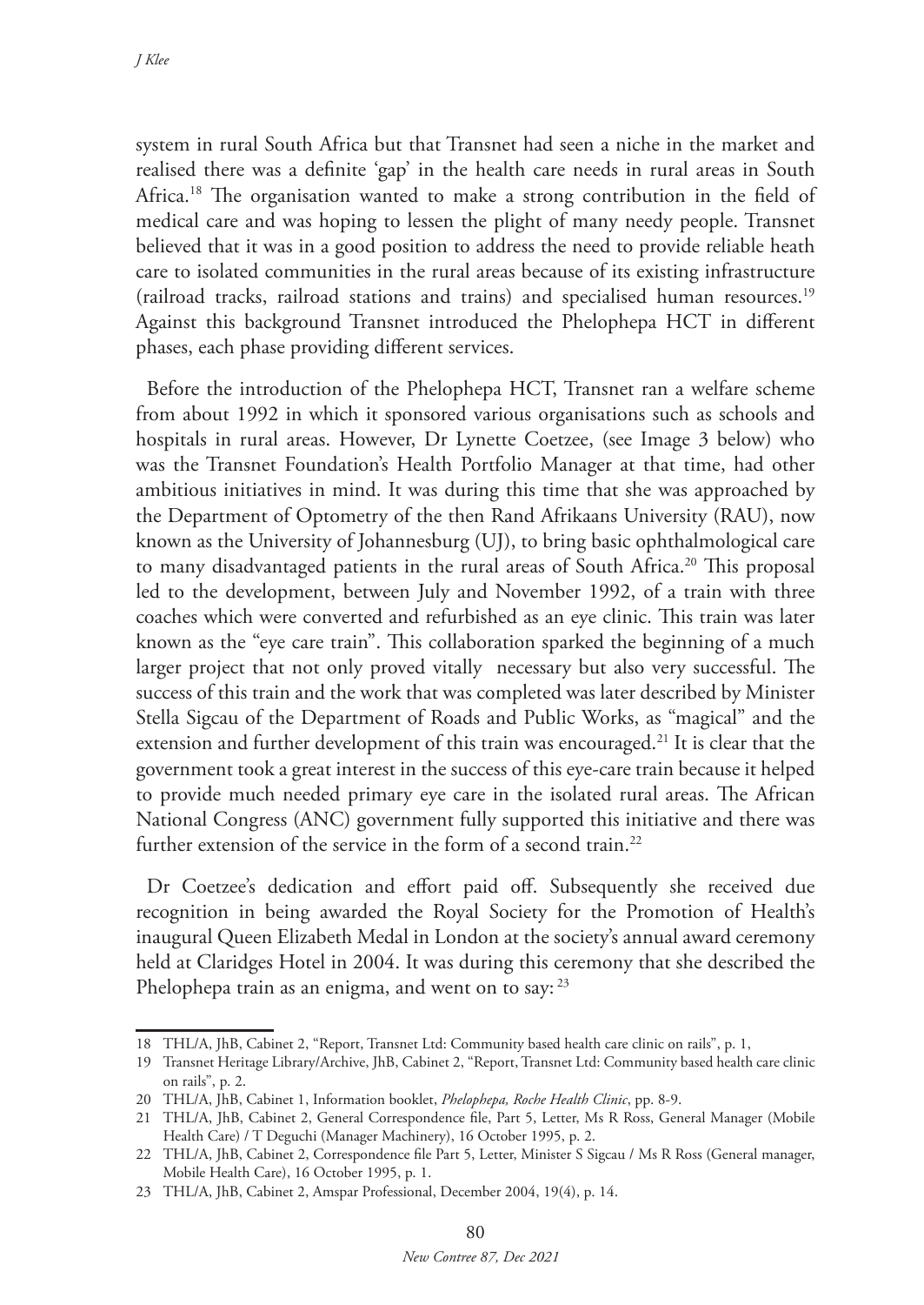system in rural South Africa but that Transnet had seen a niche in the market and realised there was a definite 'gap' in the health care needs in rural areas in South Africa.[18] The organisation wanted to make a strong contribution in the field of medical care and was hoping to lessen the plight of many needy people. Transnet believed that it was in a good position to address the need to provide reliable heath care to isolated communities in the rural areas because of its existing infrastructure (railroad tracks, railroad stations and trains) and specialised human resources.[19] Against this background Transnet introduced the Phelophepa HCT in different phases, each phase providing different services.

Before the introduction of the Phelophepa HCT, Transnet ran a welfare scheme from about 1992 in which it sponsored various organisations such as schools and hospitals in rural areas. However, Dr Lynette Coetzee, (see Image 3 below) who was the Transnet Foundation's Health Portfolio Manager at that time, had other ambitious initiatives in mind. It was during this time that she was approached by the Department of Optometry of the then Rand Afrikaans University (RAU), now known as the University of Johannesburg (UJ), to bring basic ophthalmological care to many disadvantaged patients in the rural areas of South Africa.[20] This proposal led to the development, between July and November 1992, of a train with three coaches which were converted and refurbished as an eye clinic. This train was later known as the "eye care train". This collaboration sparked the beginning of a much larger project that not only proved vitally necessary but also very successful. The success of this train and the work that was completed was later described by Minister Stella Sigcau of the Department of Roads and Public Works, as "magical" and the extension and further development of this train was encouraged.[21] It is clear that the government took a great interest in the success of this eye-care train because it helped to provide much needed primary eye care in the isolated rural areas. The African National Congress (ANC) government fully supported this initiative and there was further extension of the service in the form of a second train.[22]

Dr Coetzee's dedication and effort paid off. Subsequently she received due recognition in being awarded the Royal Society for the Promotion of Health's inaugural Queen Elizabeth Medal in London at the society's annual award ceremony held at Claridges Hotel in 2004. It was during this ceremony that she described the Phelophepa train as an enigma, and went on to say: [23]

---

18 THL/A, JhB, Cabinet 2, "Report, Transnet Ltd: Community based health care clinic on rails", p. 1,

19 Transnet Heritage Library/Archive, JhB, Cabinet 2, "Report, Transnet Ltd: Community based health care clinic on rails", p. 2.

20 THL/A, JhB, Cabinet 1, Information booklet, *Phelophepa, Roche Health Clinic*, pp. 8-9.

21 THL/A, JhB, Cabinet 2, General Correspondence file, Part 5, Letter, Ms R Ross, General Manager (Mobile Health Care) / T Deguchi (Manager Machinery), 16 October 1995, p. 2.

22 THL/A, JhB, Cabinet 2, Correspondence file Part 5, Letter, Minister S Sigcau / Ms R Ross (General manager, Mobile Health Care), 16 October 1995, p. 1.

23 THL/A, JhB, Cabinet 2, Amspar Professional, December 2004, 19(4), p. 14.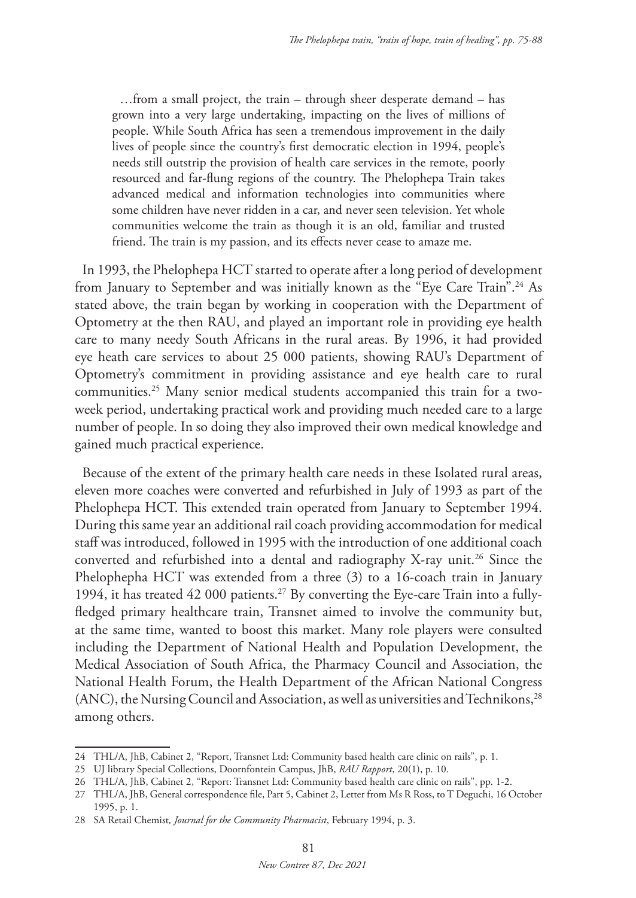> …from a small project, the train – through sheer desperate demand – has grown into a very large undertaking, impacting on the lives of millions of people. While South Africa has seen a tremendous improvement in the daily lives of people since the country's first democratic election in 1994, people's needs still outstrip the provision of health care services in the remote, poorly resourced and far-flung regions of the country. The Phelophepa Train takes advanced medical and information technologies into communities where some children have never ridden in a car, and never seen television. Yet whole communities welcome the train as though it is an old, familiar and trusted friend. The train is my passion, and its effects never cease to amaze me.

In 1993, the Phelophepa HCT started to operate after a long period of development from January to September and was initially known as the "Eye Care Train".[24] As stated above, the train began by working in cooperation with the Department of Optometry at the then RAU, and played an important role in providing eye health care to many needy South Africans in the rural areas. By 1996, it had provided eye heath care services to about 25 000 patients, showing RAU's Department of Optometry's commitment in providing assistance and eye health care to rural communities.[25] Many senior medical students accompanied this train for a two-week period, undertaking practical work and providing much needed care to a large number of people. In so doing they also improved their own medical knowledge and gained much practical experience.

Because of the extent of the primary health care needs in these Isolated rural areas, eleven more coaches were converted and refurbished in July of 1993 as part of the Phelophepa HCT. This extended train operated from January to September 1994. During this same year an additional rail coach providing accommodation for medical staff was introduced, followed in 1995 with the introduction of one additional coach converted and refurbished into a dental and radiography X-ray unit.[26] Since the Phelophepha HCT was extended from a three (3) to a 16-coach train in January 1994, it has treated 42 000 patients.[27] By converting the Eye-care Train into a fully-fledged primary healthcare train, Transnet aimed to involve the community but, at the same time, wanted to boost this market. Many role players were consulted including the Department of National Health and Population Development, the Medical Association of South Africa, the Pharmacy Council and Association, the National Health Forum, the Health Department of the African National Congress (ANC), the Nursing Council and Association, as well as universities and Technikons,[28] among others.

---

24 THL/A, JhB, Cabinet 2, "Report, Transnet Ltd: Community based health care clinic on rails", p. 1.

25 UJ library Special Collections, Doornfontein Campus, JhB, *RAU Rapport*, 20(1), p. 10.

26 THL/A, JhB, Cabinet 2, "Report: Transnet Ltd: Community based health care clinic on rails", pp. 1-2.

27 THL/A, JhB, General correspondence file, Part 5, Cabinet 2, Letter from Ms R Ross, to T Deguchi, 16 October 1995, p. 1.

28 SA Retail Chemist*, Journal for the Community Pharmacist*, February 1994, p. 3.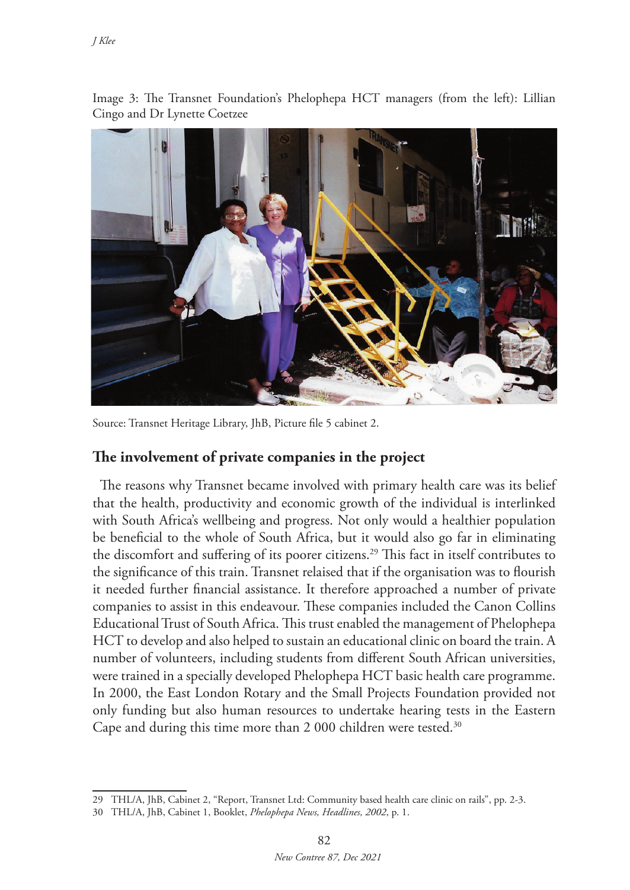Image 3: The Transnet Foundation's Phelophepa HCT managers (from the left): Lillian Cingo and Dr Lynette Coetzee

Source: Transnet Heritage Library, JhB, Picture file 5 cabinet 2.

## The involvement of private companies in the project

The reasons why Transnet became involved with primary health care was its belief that the health, productivity and economic growth of the individual is interlinked with South Africa's wellbeing and progress. Not only would a healthier population be beneficial to the whole of South Africa, but it would also go far in eliminating the discomfort and suffering of its poorer citizens.[29] This fact in itself contributes to the significance of this train. Transnet relaised that if the organisation was to flourish it needed further financial assistance. It therefore approached a number of private companies to assist in this endeavour. These companies included the Canon Collins Educational Trust of South Africa. This trust enabled the management of Phelophepa HCT to develop and also helped to sustain an educational clinic on board the train. A number of volunteers, including students from different South African universities, were trained in a specially developed Phelophepa HCT basic health care programme. In 2000, the East London Rotary and the Small Projects Foundation provided not only funding but also human resources to undertake hearing tests in the Eastern Cape and during this time more than 2 000 children were tested.[30]

---

29 THL/A, JhB, Cabinet 2, "Report, Transnet Ltd: Community based health care clinic on rails", pp. 2-3.

30 THL/A, JhB, Cabinet 1, Booklet, *Phelophepa News, Headlines, 2002*, p. 1.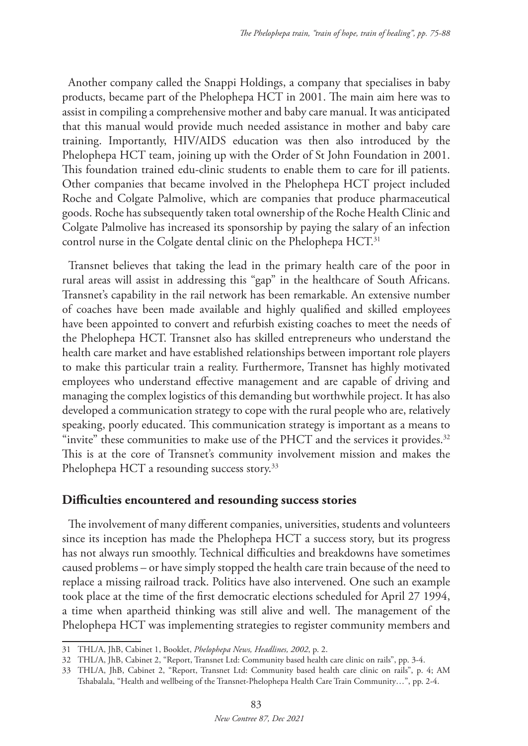Another company called the Snappi Holdings, a company that specialises in baby products, became part of the Phelophepa HCT in 2001. The main aim here was to assist in compiling a comprehensive mother and baby care manual. It was anticipated that this manual would provide much needed assistance in mother and baby care training. Importantly, HIV/AIDS education was then also introduced by the Phelophepa HCT team, joining up with the Order of St John Foundation in 2001. This foundation trained edu-clinic students to enable them to care for ill patients. Other companies that became involved in the Phelophepa HCT project included Roche and Colgate Palmolive, which are companies that produce pharmaceutical goods. Roche has subsequently taken total ownership of the Roche Health Clinic and Colgate Palmolive has increased its sponsorship by paying the salary of an infection control nurse in the Colgate dental clinic on the Phelophepa HCT.[31]

Transnet believes that taking the lead in the primary health care of the poor in rural areas will assist in addressing this "gap" in the healthcare of South Africans. Transnet's capability in the rail network has been remarkable. An extensive number of coaches have been made available and highly qualified and skilled employees have been appointed to convert and refurbish existing coaches to meet the needs of the Phelophepa HCT. Transnet also has skilled entrepreneurs who understand the health care market and have established relationships between important role players to make this particular train a reality. Furthermore, Transnet has highly motivated employees who understand effective management and are capable of driving and managing the complex logistics of this demanding but worthwhile project. It has also developed a communication strategy to cope with the rural people who are, relatively speaking, poorly educated. This communication strategy is important as a means to "invite" these communities to make use of the PHCT and the services it provides.[32] This is at the core of Transnet's community involvement mission and makes the Phelophepa HCT a resounding success story.[33]

## Difficulties encountered and resounding success stories

The involvement of many different companies, universities, students and volunteers since its inception has made the Phelophepa HCT a success story, but its progress has not always run smoothly. Technical difficulties and breakdowns have sometimes caused problems – or have simply stopped the health care train because of the need to replace a missing railroad track. Politics have also intervened. One such an example took place at the time of the first democratic elections scheduled for April 27 1994, a time when apartheid thinking was still alive and well. The management of the Phelophepa HCT was implementing strategies to register community members and

---

31 THL/A, JhB, Cabinet 1, Booklet, *Phelophepa News, Headlines, 2002*, p. 2.

32 THL/A, JhB, Cabinet 2, "Report, Transnet Ltd: Community based health care clinic on rails", pp. 3-4.

33 THL/A, JhB, Cabinet 2, "Report, Transnet Ltd: Community based health care clinic on rails", p. 4; AM Tshabalala, "Health and wellbeing of the Transnet-Phelophepa Health Care Train Community…", pp. 2-4.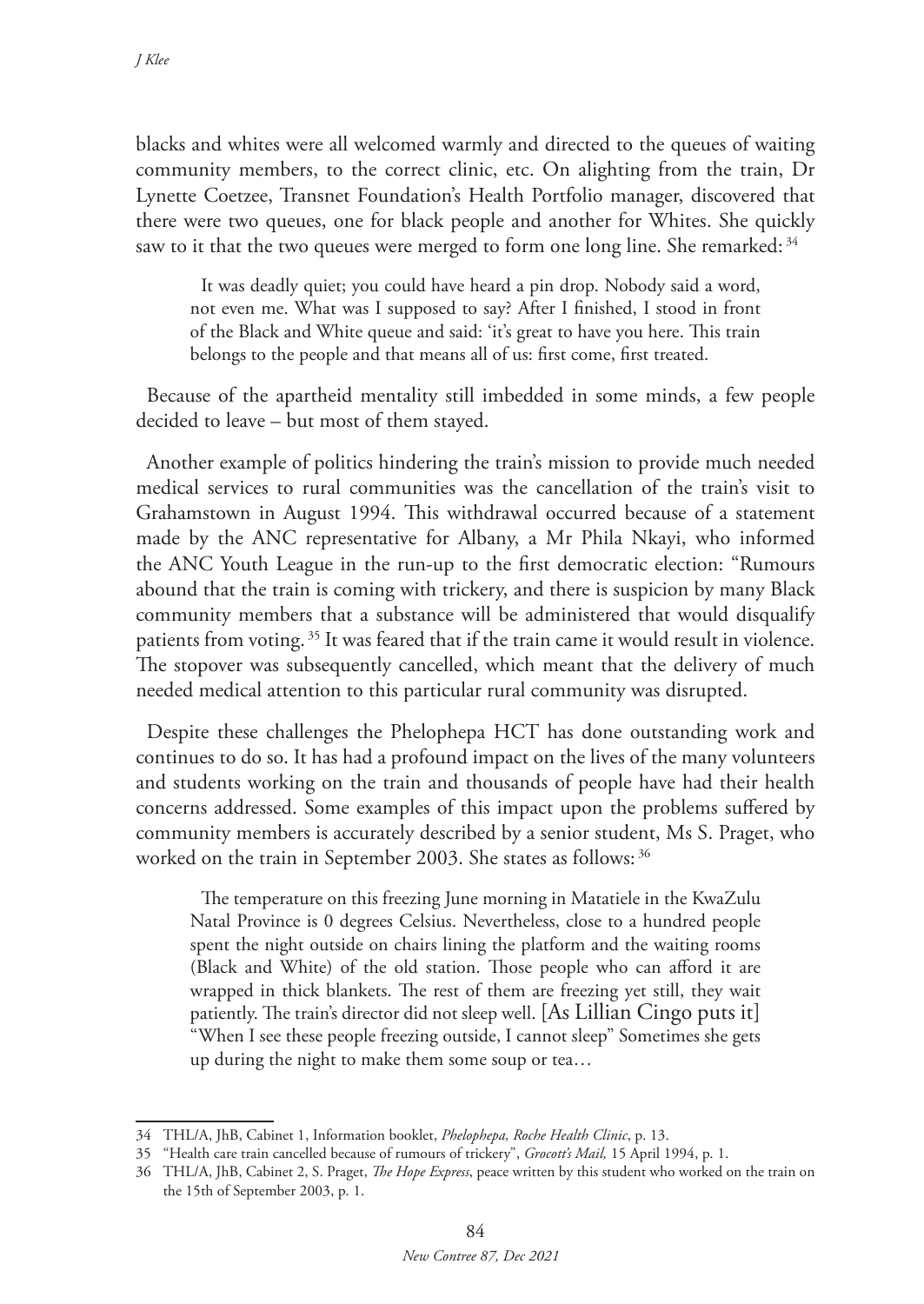blacks and whites were all welcomed warmly and directed to the queues of waiting community members, to the correct clinic, etc. On alighting from the train, Dr Lynette Coetzee, Transnet Foundation's Health Portfolio manager, discovered that there were two queues, one for black people and another for Whites. She quickly saw to it that the two queues were merged to form one long line. She remarked: [34]

> It was deadly quiet; you could have heard a pin drop. Nobody said a word, not even me. What was I supposed to say? After I finished, I stood in front of the Black and White queue and said: 'it's great to have you here. This train belongs to the people and that means all of us: first come, first treated.

Because of the apartheid mentality still imbedded in some minds, a few people decided to leave – but most of them stayed.

Another example of politics hindering the train's mission to provide much needed medical services to rural communities was the cancellation of the train's visit to Grahamstown in August 1994. This withdrawal occurred because of a statement made by the ANC representative for Albany, a Mr Phila Nkayi, who informed the ANC Youth League in the run-up to the first democratic election: "Rumours abound that the train is coming with trickery, and there is suspicion by many Black community members that a substance will be administered that would disqualify patients from voting. [35] It was feared that if the train came it would result in violence. The stopover was subsequently cancelled, which meant that the delivery of much needed medical attention to this particular rural community was disrupted.

Despite these challenges the Phelophepa HCT has done outstanding work and continues to do so. It has had a profound impact on the lives of the many volunteers and students working on the train and thousands of people have had their health concerns addressed. Some examples of this impact upon the problems suffered by community members is accurately described by a senior student, Ms S. Praget, who worked on the train in September 2003. She states as follows: [36]

> The temperature on this freezing June morning in Matatiele in the KwaZulu Natal Province is 0 degrees Celsius. Nevertheless, close to a hundred people spent the night outside on chairs lining the platform and the waiting rooms (Black and White) of the old station. Those people who can afford it are wrapped in thick blankets. The rest of them are freezing yet still, they wait patiently. The train's director did not sleep well. [As Lillian Cingo puts it] "When I see these people freezing outside, I cannot sleep" Sometimes she gets up during the night to make them some soup or tea…

---

34 THL/A, JhB, Cabinet 1, Information booklet, *Phelophepa, Roche Health Clinic*, p. 13.

35 "Health care train cancelled because of rumours of trickery", *Grocott's Mail,* 15 April 1994, p. 1.

36 THL/A, JhB, Cabinet 2, S. Praget, *The Hope Express*, peace written by this student who worked on the train on the 15th of September 2003, p. 1.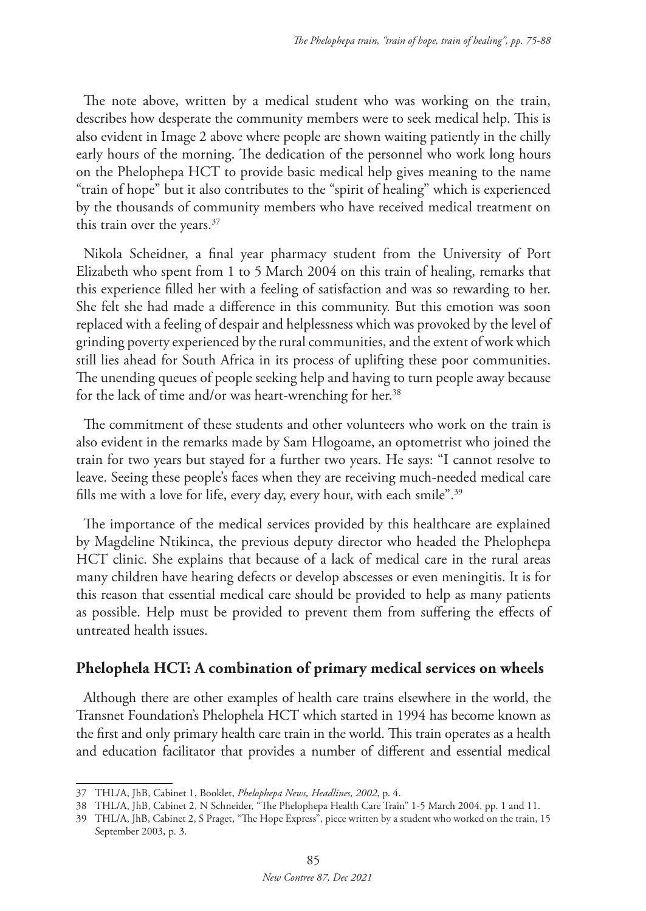The note above, written by a medical student who was working on the train, describes how desperate the community members were to seek medical help. This is also evident in Image 2 above where people are shown waiting patiently in the chilly early hours of the morning. The dedication of the personnel who work long hours on the Phelophepa HCT to provide basic medical help gives meaning to the name "train of hope" but it also contributes to the "spirit of healing" which is experienced by the thousands of community members who have received medical treatment on this train over the years.[37]

Nikola Scheidner, a final year pharmacy student from the University of Port Elizabeth who spent from 1 to 5 March 2004 on this train of healing, remarks that this experience filled her with a feeling of satisfaction and was so rewarding to her. She felt she had made a difference in this community. But this emotion was soon replaced with a feeling of despair and helplessness which was provoked by the level of grinding poverty experienced by the rural communities, and the extent of work which still lies ahead for South Africa in its process of uplifting these poor communities. The unending queues of people seeking help and having to turn people away because for the lack of time and/or was heart-wrenching for her.[38]

The commitment of these students and other volunteers who work on the train is also evident in the remarks made by Sam Hlogoame, an optometrist who joined the train for two years but stayed for a further two years. He says: "I cannot resolve to leave. Seeing these people's faces when they are receiving much-needed medical care fills me with a love for life, every day, every hour, with each smile".[39]

The importance of the medical services provided by this healthcare are explained by Magdeline Ntikinca, the previous deputy director who headed the Phelophepa HCT clinic. She explains that because of a lack of medical care in the rural areas many children have hearing defects or develop abscesses or even meningitis. It is for this reason that essential medical care should be provided to help as many patients as possible. Help must be provided to prevent them from suffering the effects of untreated health issues.

## Phelophela HCT: A combination of primary medical services on wheels

Although there are other examples of health care trains elsewhere in the world, the Transnet Foundation's Phelophela HCT which started in 1994 has become known as the first and only primary health care train in the world. This train operates as a health and education facilitator that provides a number of different and essential medical

---

37 THL/A, JhB, Cabinet 1, Booklet, *Phelophepa News, Headlines, 2002*, p. 4.

38 THL/A, JhB, Cabinet 2, N Schneider, "The Phelophepa Health Care Train" 1-5 March 2004, pp. 1 and 11.

39 THL/A, JhB, Cabinet 2, S Praget, "The Hope Express", piece written by a student who worked on the train, 15 September 2003, p. 3.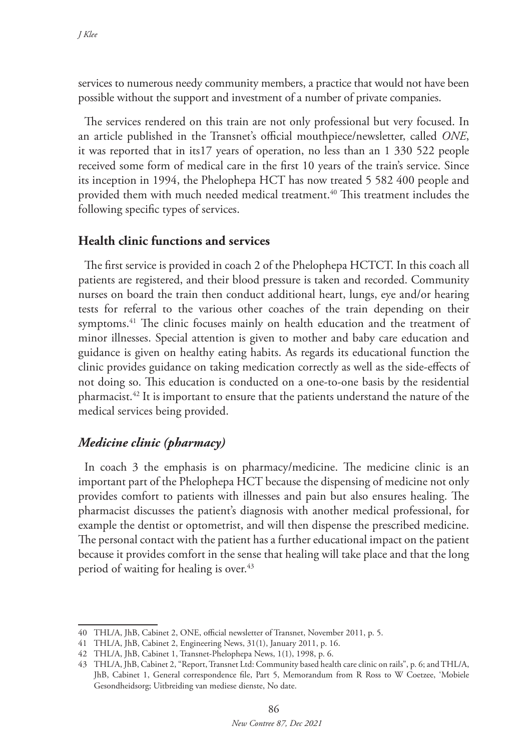services to numerous needy community members, a practice that would not have been possible without the support and investment of a number of private companies.

The services rendered on this train are not only professional but very focused. In an article published in the Transnet's official mouthpiece/newsletter, called *ONE*, it was reported that in its17 years of operation, no less than an 1 330 522 people received some form of medical care in the first 10 years of the train's service. Since its inception in 1994, the Phelophepa HCT has now treated 5 582 400 people and provided them with much needed medical treatment.[40] This treatment includes the following specific types of services.

## Health clinic functions and services

The first service is provided in coach 2 of the Phelophepa HCTCT. In this coach all patients are registered, and their blood pressure is taken and recorded. Community nurses on board the train then conduct additional heart, lungs, eye and/or hearing tests for referral to the various other coaches of the train depending on their symptoms.[41] The clinic focuses mainly on health education and the treatment of minor illnesses. Special attention is given to mother and baby care education and guidance is given on healthy eating habits. As regards its educational function the clinic provides guidance on taking medication correctly as well as the side-effects of not doing so. This education is conducted on a one-to-one basis by the residential pharmacist.[42] It is important to ensure that the patients understand the nature of the medical services being provided.

### *Medicine clinic (pharmacy)*

In coach 3 the emphasis is on pharmacy/medicine. The medicine clinic is an important part of the Phelophepa HCT because the dispensing of medicine not only provides comfort to patients with illnesses and pain but also ensures healing. The pharmacist discusses the patient's diagnosis with another medical professional, for example the dentist or optometrist, and will then dispense the prescribed medicine. The personal contact with the patient has a further educational impact on the patient because it provides comfort in the sense that healing will take place and that the long period of waiting for healing is over.[43]

---

40 THL/A, JhB, Cabinet 2, ONE, official newsletter of Transnet, November 2011, p. 5.

41 THL/A, JhB, Cabinet 2, Engineering News, 31(1), January 2011, p. 16.

42 THL/A, JhB, Cabinet 1, Transnet-Phelophepa News, 1(1), 1998, p. 6.

43 THL/A, JhB, Cabinet 2, "Report, Transnet Ltd: Community based health care clinic on rails", p. 6; and THL/A, JhB, Cabinet 1, General correspondence file, Part 5, Memorandum from R Ross to W Coetzee, 'Mobiele Gesondheidsorg; Uitbreiding van mediese dienste, No date.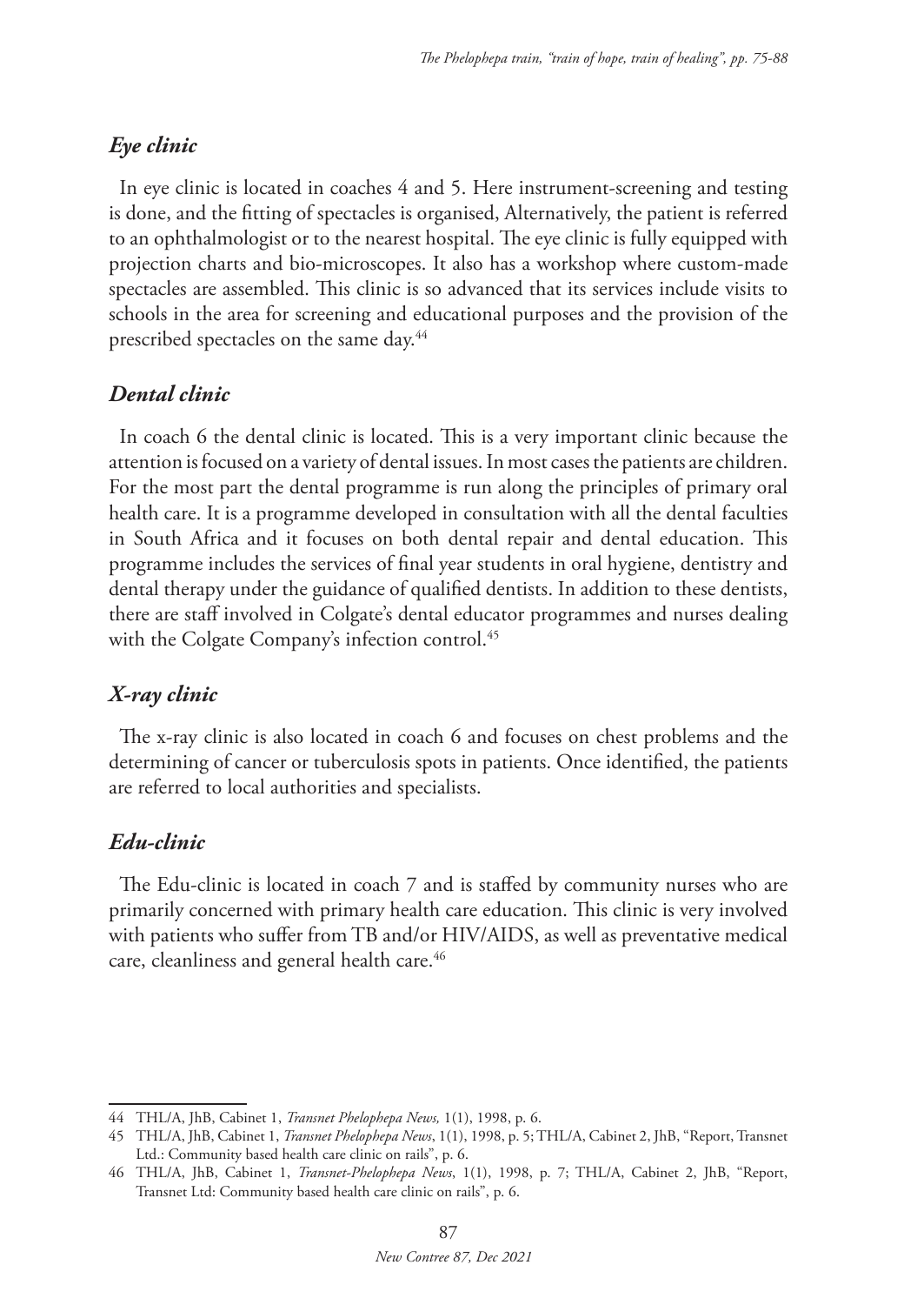### *Eye clinic*

In eye clinic is located in coaches 4 and 5. Here instrument-screening and testing is done, and the fitting of spectacles is organised, Alternatively, the patient is referred to an ophthalmologist or to the nearest hospital. The eye clinic is fully equipped with projection charts and bio-microscopes. It also has a workshop where custom-made spectacles are assembled. This clinic is so advanced that its services include visits to schools in the area for screening and educational purposes and the provision of the prescribed spectacles on the same day.[44]

### *Dental clinic*

In coach 6 the dental clinic is located. This is a very important clinic because the attention is focused on a variety of dental issues. In most cases the patients are children. For the most part the dental programme is run along the principles of primary oral health care. It is a programme developed in consultation with all the dental faculties in South Africa and it focuses on both dental repair and dental education. This programme includes the services of final year students in oral hygiene, dentistry and dental therapy under the guidance of qualified dentists. In addition to these dentists, there are staff involved in Colgate's dental educator programmes and nurses dealing with the Colgate Company's infection control.[45]

### *X-ray clinic*

The x-ray clinic is also located in coach 6 and focuses on chest problems and the determining of cancer or tuberculosis spots in patients. Once identified, the patients are referred to local authorities and specialists.

### *Edu-clinic*

The Edu-clinic is located in coach 7 and is staffed by community nurses who are primarily concerned with primary health care education. This clinic is very involved with patients who suffer from TB and/or HIV/AIDS, as well as preventative medical care, cleanliness and general health care.[46]

---

44 THL/A, JhB, Cabinet 1, *Transnet Phelophepa News,* 1(1), 1998, p. 6.

45 THL/A, JhB, Cabinet 1, *Transnet Phelophepa News*, 1(1), 1998, p. 5; THL/A, Cabinet 2, JhB, "Report, Transnet Ltd.: Community based health care clinic on rails", p. 6.

46 THL/A, JhB, Cabinet 1, *Transnet-Phelophepa News*, 1(1), 1998, p. 7; THL/A, Cabinet 2, JhB, "Report, Transnet Ltd: Community based health care clinic on rails", p. 6.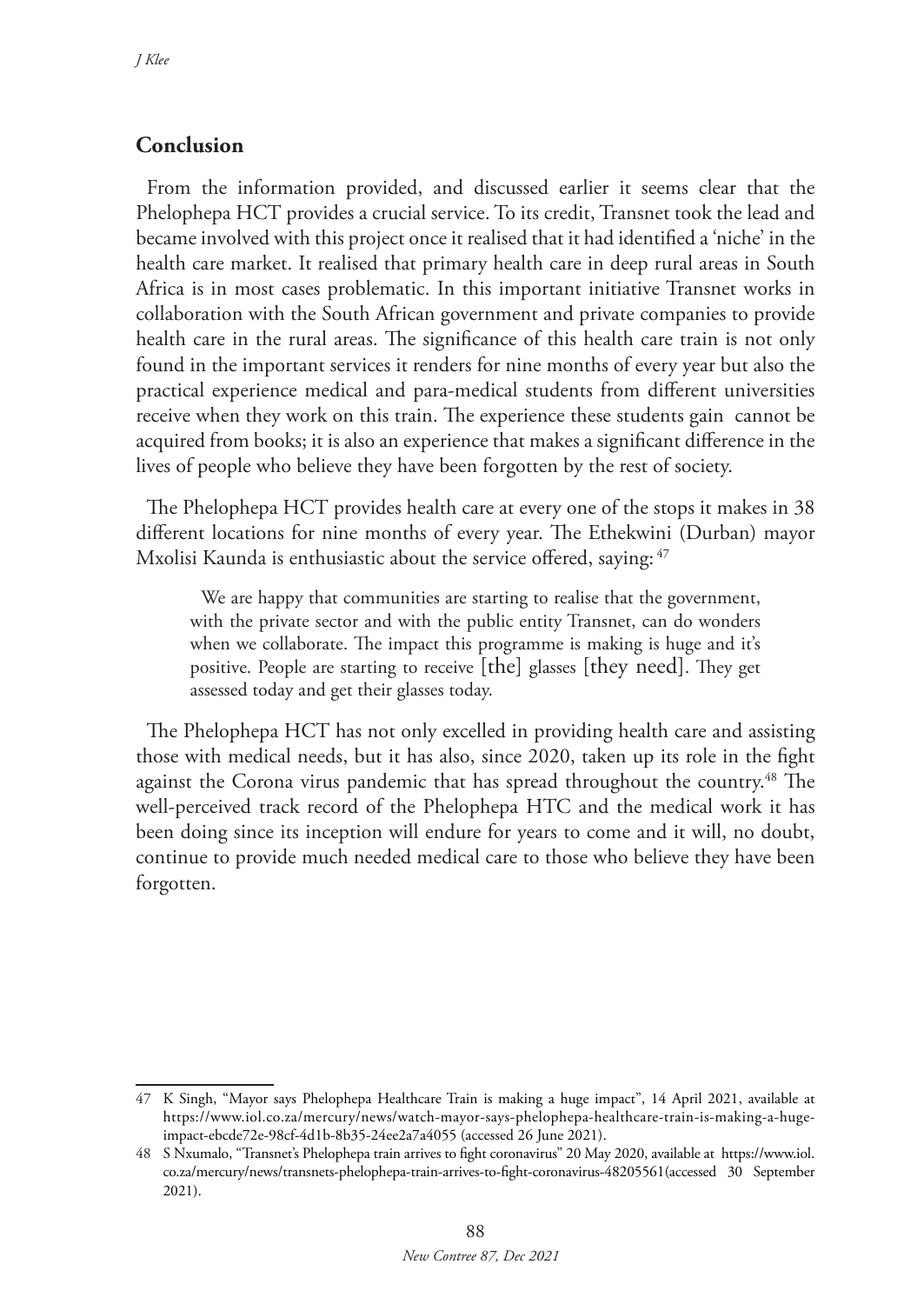## Conclusion

From the information provided, and discussed earlier it seems clear that the Phelophepa HCT provides a crucial service. To its credit, Transnet took the lead and became involved with this project once it realised that it had identified a 'niche' in the health care market. It realised that primary health care in deep rural areas in South Africa is in most cases problematic. In this important initiative Transnet works in collaboration with the South African government and private companies to provide health care in the rural areas. The significance of this health care train is not only found in the important services it renders for nine months of every year but also the practical experience medical and para-medical students from different universities receive when they work on this train. The experience these students gain cannot be acquired from books; it is also an experience that makes a significant difference in the lives of people who believe they have been forgotten by the rest of society.

The Phelophepa HCT provides health care at every one of the stops it makes in 38 different locations for nine months of every year. The Ethekwini (Durban) mayor Mxolisi Kaunda is enthusiastic about the service offered, saying: [47]

> We are happy that communities are starting to realise that the government, with the private sector and with the public entity Transnet, can do wonders when we collaborate. The impact this programme is making is huge and it's positive. People are starting to receive [the] glasses [they need]. They get assessed today and get their glasses today.

The Phelophepa HCT has not only excelled in providing health care and assisting those with medical needs, but it has also, since 2020, taken up its role in the fight against the Corona virus pandemic that has spread throughout the country.[48] The well-perceived track record of the Phelophepa HTC and the medical work it has been doing since its inception will endure for years to come and it will, no doubt, continue to provide much needed medical care to those who believe they have been forgotten.

---

47 K Singh, "Mayor says Phelophepa Healthcare Train is making a huge impact", 14 April 2021, available at https://www.iol.co.za/mercury/news/watch-mayor-says-phelophepa-healthcare-train-is-making-a-huge-impact-ebcde72e-98cf-4d1b-8b35-24ee2a7a4055 (accessed 26 June 2021).

48 S Nxumalo, "Transnet's Phelophepa train arrives to fight coronavirus" 20 May 2020, available at https://www.iol.co.za/mercury/news/transnets-phelophepa-train-arrives-to-fight-coronavirus-48205561(accessed 30 September 2021).